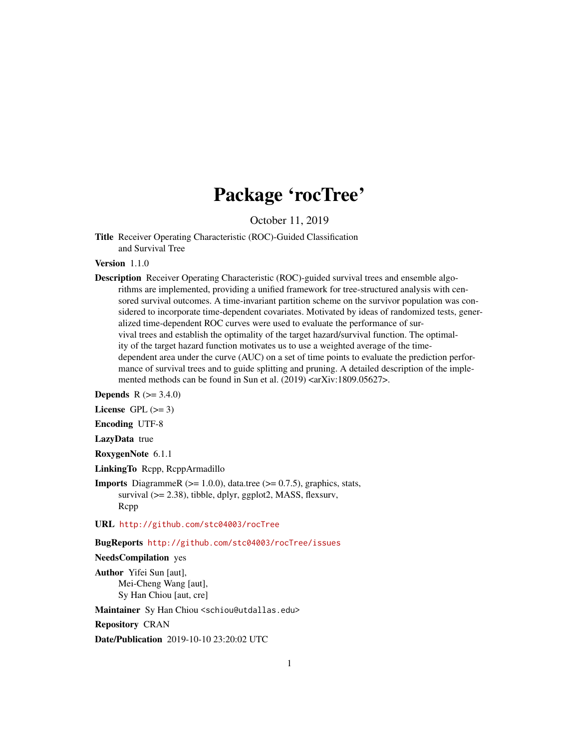# Package 'rocTree'

October 11, 2019

**Title** Receiver Operating Characteristic (ROC)-Guided Classification and Survival Tree

**Version** 1.1.0

**Description** Receiver Operating Characteristic (ROC)-guided survival trees and ensemble algorithms are implemented, providing a unified framework for tree-structured analysis with censored survival outcomes. A time-invariant partition scheme on the survivor population was considered to incorporate time-dependent covariates. Motivated by ideas of randomized tests, generalized time-dependent ROC curves were used to evaluate the performance of survival trees and establish the optimality of the target hazard/survival function. The optimality of the target hazard function motivates us to use a weighted average of the time-dependent area under the curve (AUC) on a set of time points to evaluate the prediction performance of survival trees and to guide splitting and pruning. A detailed description of the implemented methods can be found in Sun et al. (2019) <arXiv:1809.05627>.

**Depends** R (>= 3.4.0)

**License** GPL (>= 3)

**Encoding** UTF-8

**LazyData** true

**RoxygenNote** 6.1.1

**LinkingTo** Rcpp, RcppArmadillo

**Imports** DiagrammeR (>= 1.0.0), data.tree (>= 0.7.5), graphics, stats, survival (>= 2.38), tibble, dplyr, ggplot2, MASS, flexsurv, Rcpp

**URL** http://github.com/stc04003/rocTree

**BugReports** http://github.com/stc04003/rocTree/issues

**NeedsCompilation** yes

**Author** Yifei Sun [aut],
Mei-Cheng Wang [aut],
Sy Han Chiou [aut, cre]

**Maintainer** Sy Han Chiou <schiou@utdallas.edu>

**Repository** CRAN

**Date/Publication** 2019-10-10 23:20:02 UTC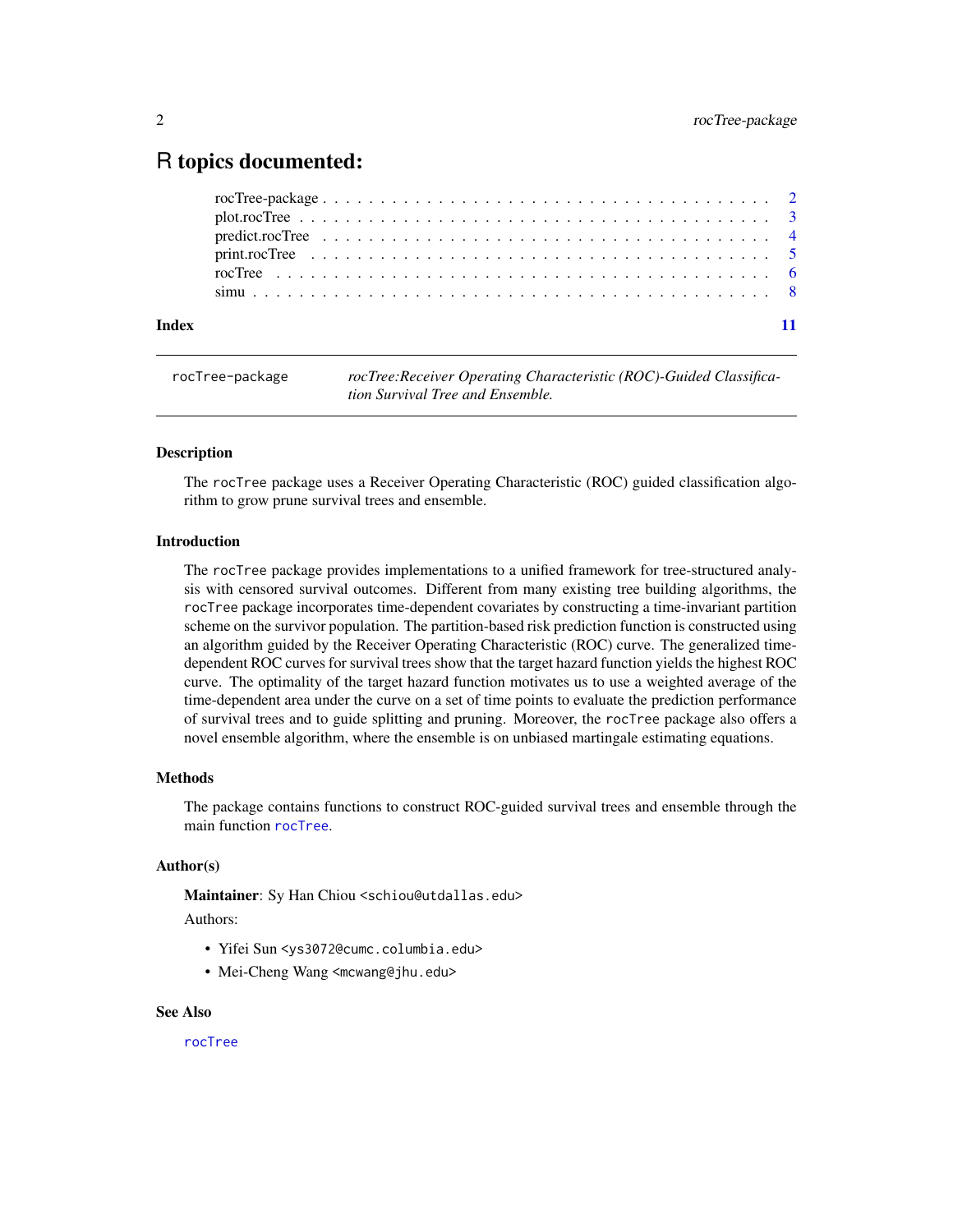# R topics documented:

- rocTree-package . . . . . . . . . . . . . . . . . . . . . . . . . . . . . . . . . . . 2
- plot.rocTree . . . . . . . . . . . . . . . . . . . . . . . . . . . . . . . . . . . . . 3
- predict.rocTree . . . . . . . . . . . . . . . . . . . . . . . . . . . . . . . . . . . 4
- print.rocTree . . . . . . . . . . . . . . . . . . . . . . . . . . . . . . . . . . . . 5
- rocTree . . . . . . . . . . . . . . . . . . . . . . . . . . . . . . . . . . . . . . . 6
- simu . . . . . . . . . . . . . . . . . . . . . . . . . . . . . . . . . . . . . . . . . 8

**Index** 11

---

`rocTree-package` *rocTree:Receiver Operating Characteristic (ROC)-Guided Classification Survival Tree and Ensemble.*

---

### Description

The `rocTree` package uses a Receiver Operating Characteristic (ROC) guided classification algorithm to grow prune survival trees and ensemble.

### Introduction

The `rocTree` package provides implementations to a unified framework for tree-structured analysis with censored survival outcomes. Different from many existing tree building algorithms, the `rocTree` package incorporates time-dependent covariates by constructing a time-invariant partition scheme on the survivor population. The partition-based risk prediction function is constructed using an algorithm guided by the Receiver Operating Characteristic (ROC) curve. The generalized time-dependent ROC curves for survival trees show that the target hazard function yields the highest ROC curve. The optimality of the target hazard function motivates us to use a weighted average of the time-dependent area under the curve on a set of time points to evaluate the prediction performance of survival trees and to guide splitting and pruning. Moreover, the `rocTree` package also offers a novel ensemble algorithm, where the ensemble is on unbiased martingale estimating equations.

### Methods

The package contains functions to construct ROC-guided survival trees and ensemble through the main function `rocTree`.

### Author(s)

**Maintainer**: Sy Han Chiou <schiou@utdallas.edu>

Authors:

- Yifei Sun <ys3072@cumc.columbia.edu>
- Mei-Cheng Wang <mcwang@jhu.edu>

### See Also

`rocTree`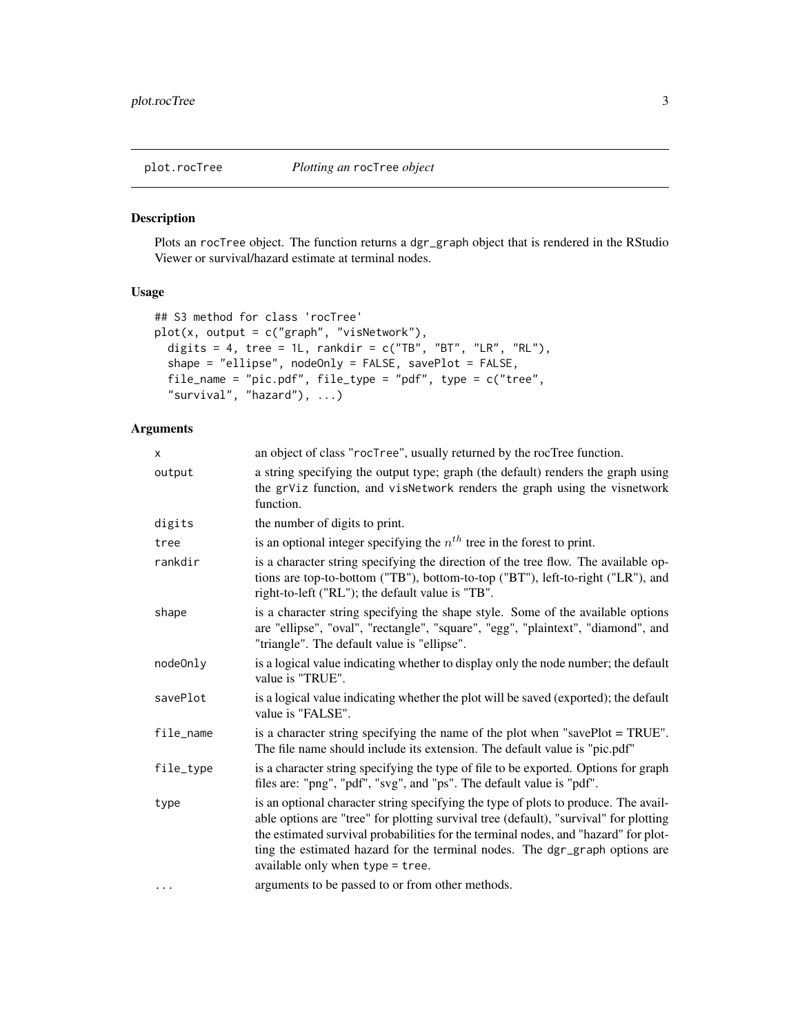## plot.rocTree    *Plotting an* rocTree *object*

### Description

Plots an rocTree object. The function returns a dgr_graph object that is rendered in the RStudio Viewer or survival/hazard estimate at terminal nodes.

### Usage

```
## S3 method for class 'rocTree'
plot(x, output = c("graph", "visNetwork"),
  digits = 4, tree = 1L, rankdir = c("TB", "BT", "LR", "RL"),
  shape = "ellipse", nodeOnly = FALSE, savePlot = FALSE,
  file_name = "pic.pdf", file_type = "pdf", type = c("tree",
  "survival", "hazard"), ...)
```

### Arguments

| | |
|---|---|
| x | an object of class "rocTree", usually returned by the rocTree function. |
| output | a string specifying the output type; graph (the default) renders the graph using the grViz function, and visNetwork renders the graph using the visnetwork function. |
| digits | the number of digits to print. |
| tree | is an optional integer specifying the $n^{th}$ tree in the forest to print. |
| rankdir | is a character string specifying the direction of the tree flow. The available options are top-to-bottom ("TB"), bottom-to-top ("BT"), left-to-right ("LR"), and right-to-left ("RL"); the default value is "TB". |
| shape | is a character string specifying the shape style. Some of the available options are "ellipse", "oval", "rectangle", "square", "egg", "plaintext", "diamond", and "triangle". The default value is "ellipse". |
| nodeOnly | is a logical value indicating whether to display only the node number; the default value is "TRUE". |
| savePlot | is a logical value indicating whether the plot will be saved (exported); the default value is "FALSE". |
| file_name | is a character string specifying the name of the plot when "savePlot = TRUE". The file name should include its extension. The default value is "pic.pdf" |
| file_type | is a character string specifying the type of file to be exported. Options for graph files are: "png", "pdf", "svg", and "ps". The default value is "pdf". |
| type | is an optional character string specifying the type of plots to produce. The available options are "tree" for plotting survival tree (default), "survival" for plotting the estimated survival probabilities for the terminal nodes, and "hazard" for plotting the estimated hazard for the terminal nodes. The dgr_graph options are available only when type = tree. |
| ... | arguments to be passed to or from other methods. |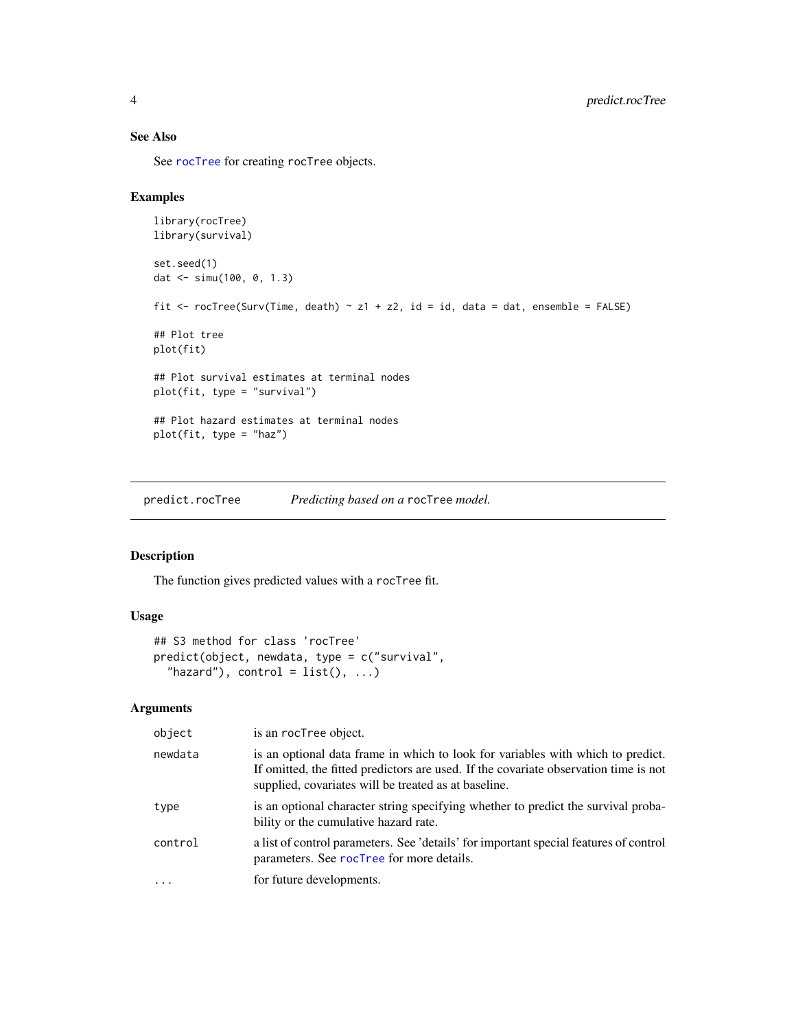## See Also

See rocTree for creating rocTree objects.

## Examples

```
library(rocTree)
library(survival)

set.seed(1)
dat <- simu(100, 0, 1.3)

fit <- rocTree(Surv(Time, death) ~ z1 + z2, id = id, data = dat, ensemble = FALSE)

## Plot tree
plot(fit)

## Plot survival estimates at terminal nodes
plot(fit, type = "survival")

## Plot hazard estimates at terminal nodes
plot(fit, type = "haz")
```

---

# predict.rocTree — *Predicting based on a rocTree model.*

---

## Description

The function gives predicted values with a rocTree fit.

## Usage

```
## S3 method for class 'rocTree'
predict(object, newdata, type = c("survival",
  "hazard"), control = list(), ...)
```

## Arguments

| | |
|---|---|
| object | is an rocTree object. |
| newdata | is an optional data frame in which to look for variables with which to predict. If omitted, the fitted predictors are used. If the covariate observation time is not supplied, covariates will be treated as at baseline. |
| type | is an optional character string specifying whether to predict the survival probability or the cumulative hazard rate. |
| control | a list of control parameters. See 'details' for important special features of control parameters. See rocTree for more details. |
| ... | for future developments. |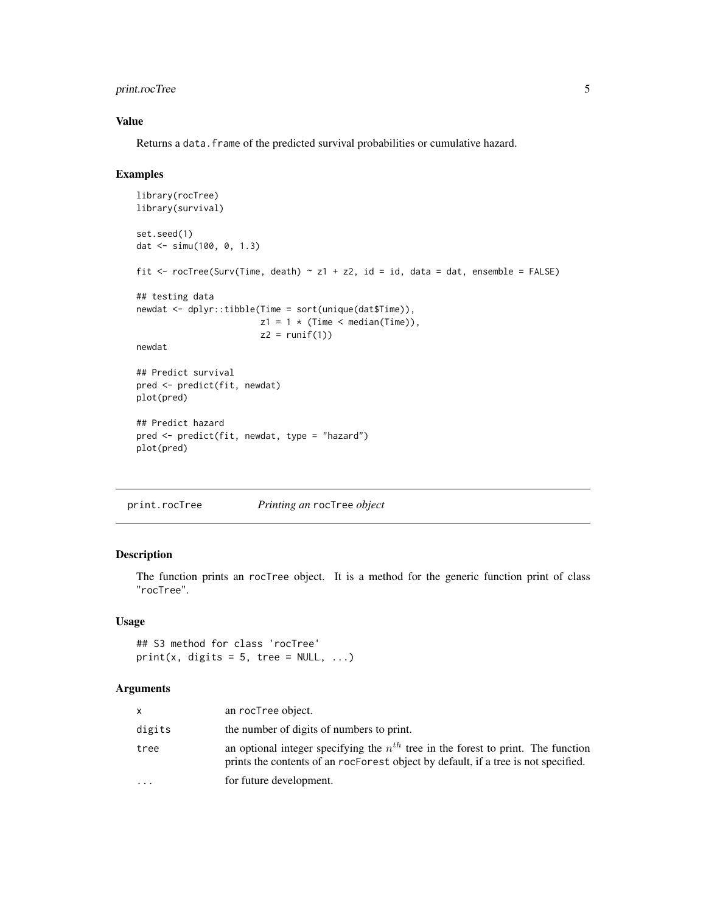## Value

Returns a `data.frame` of the predicted survival probabilities or cumulative hazard.

## Examples

```
library(rocTree)
library(survival)

set.seed(1)
dat <- simu(100, 0, 1.3)

fit <- rocTree(Surv(Time, death) ~ z1 + z2, id = id, data = dat, ensemble = FALSE)

## testing data
newdat <- dplyr::tibble(Time = sort(unique(dat$Time)),
                        z1 = 1 * (Time < median(Time)),
                        z2 = runif(1))
newdat

## Predict survival
pred <- predict(fit, newdat)
plot(pred)

## Predict hazard
pred <- predict(fit, newdat, type = "hazard")
plot(pred)
```

---

# print.rocTree — *Printing an* `rocTree` *object*

## Description

The function prints an `rocTree` object. It is a method for the generic function print of class "`rocTree`".

## Usage

```
## S3 method for class 'rocTree'
print(x, digits = 5, tree = NULL, ...)
```

## Arguments

| | |
|---|---|
| `x` | an `rocTree` object. |
| `digits` | the number of digits of numbers to print. |
| `tree` | an optional integer specifying the $n^{th}$ tree in the forest to print. The function prints the contents of an `rocForest` object by default, if a tree is not specified. |
| `...` | for future development. |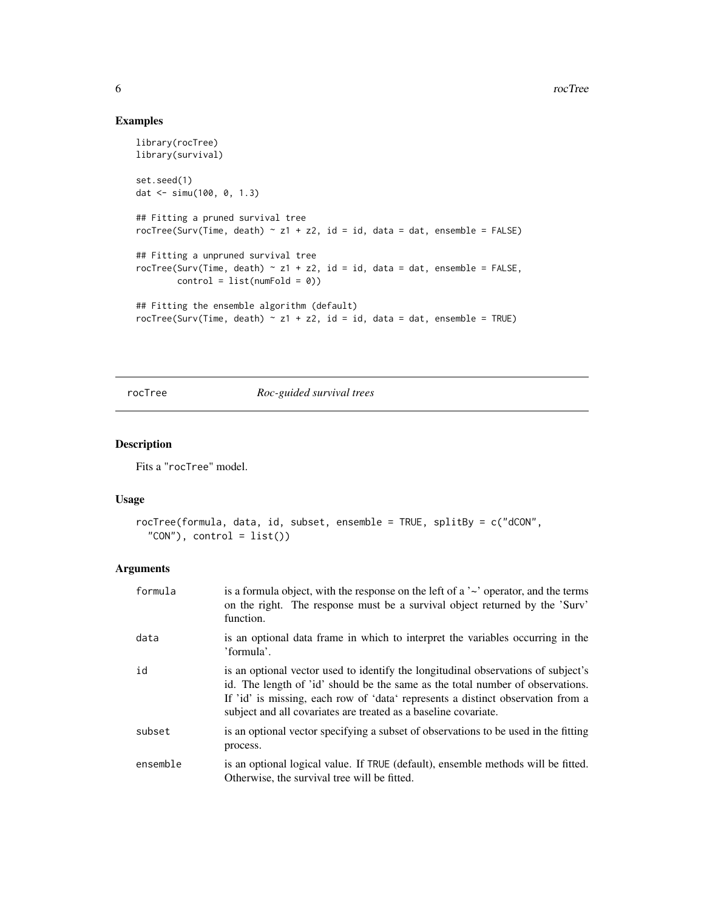## Examples

```
library(rocTree)
library(survival)

set.seed(1)
dat <- simu(100, 0, 1.3)

## Fitting a pruned survival tree
rocTree(Surv(Time, death) ~ z1 + z2, id = id, data = dat, ensemble = FALSE)

## Fitting a unpruned survival tree
rocTree(Surv(Time, death) ~ z1 + z2, id = id, data = dat, ensemble = FALSE,
        control = list(numFold = 0))

## Fitting the ensemble algorithm (default)
rocTree(Surv(Time, death) ~ z1 + z2, id = id, data = dat, ensemble = TRUE)
```

---

# rocTree — *Roc-guided survival trees*

---

## Description

Fits a "rocTree" model.

## Usage

```
rocTree(formula, data, id, subset, ensemble = TRUE, splitBy = c("dCON",
  "CON"), control = list())
```

## Arguments

| | |
|---|---|
| formula | is a formula object, with the response on the left of a '~' operator, and the terms on the right. The response must be a survival object returned by the 'Surv' function. |
| data | is an optional data frame in which to interpret the variables occurring in the 'formula'. |
| id | is an optional vector used to identify the longitudinal observations of subject's id. The length of 'id' should be the same as the total number of observations. If 'id' is missing, each row of 'data' represents a distinct observation from a subject and all covariates are treated as a baseline covariate. |
| subset | is an optional vector specifying a subset of observations to be used in the fitting process. |
| ensemble | is an optional logical value. If TRUE (default), ensemble methods will be fitted. Otherwise, the survival tree will be fitted. |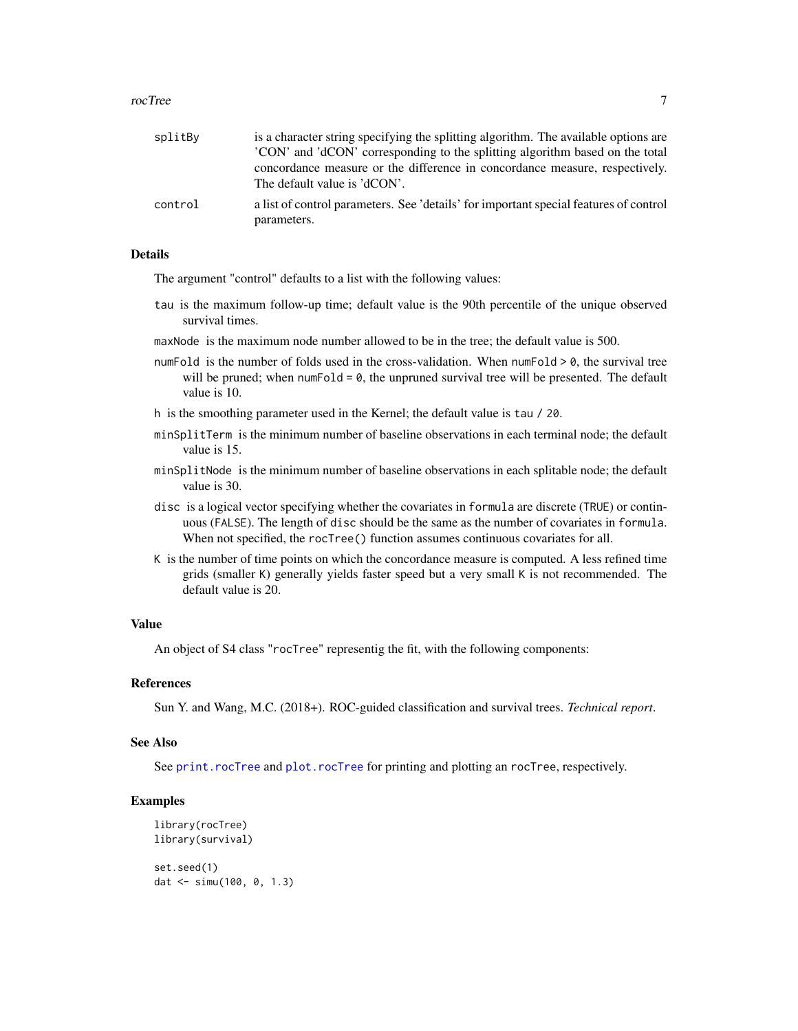splitBy
: is a character string specifying the splitting algorithm. The available options are 'CON' and 'dCON' corresponding to the splitting algorithm based on the total concordance measure or the difference in concordance measure, respectively. The default value is 'dCON'.

control
: a list of control parameters. See 'details' for important special features of control parameters.

## Details

The argument "control" defaults to a list with the following values:

- `tau` is the maximum follow-up time; default value is the 90th percentile of the unique observed survival times.
- `maxNode` is the maximum node number allowed to be in the tree; the default value is 500.
- `numFold` is the number of folds used in the cross-validation. When `numFold > 0`, the survival tree will be pruned; when `numFold = 0`, the unpruned survival tree will be presented. The default value is 10.
- `h` is the smoothing parameter used in the Kernel; the default value is `tau / 20`.
- `minSplitTerm` is the minimum number of baseline observations in each terminal node; the default value is 15.
- `minSplitNode` is the minimum number of baseline observations in each splitable node; the default value is 30.
- `disc` is a logical vector specifying whether the covariates in `formula` are discrete (`TRUE`) or continuous (`FALSE`). The length of `disc` should be the same as the number of covariates in `formula`. When not specified, the `rocTree()` function assumes continuous covariates for all.
- `K` is the number of time points on which the concordance measure is computed. A less refined time grids (smaller `K`) generally yields faster speed but a very small `K` is not recommended. The default value is 20.

## Value

An object of S4 class "`rocTree`" representig the fit, with the following components:

## References

Sun Y. and Wang, M.C. (2018+). ROC-guided classification and survival trees. *Technical report*.

## See Also

See `print.rocTree` and `plot.rocTree` for printing and plotting an `rocTree`, respectively.

## Examples

```
library(rocTree)
library(survival)

set.seed(1)
dat <- simu(100, 0, 1.3)
```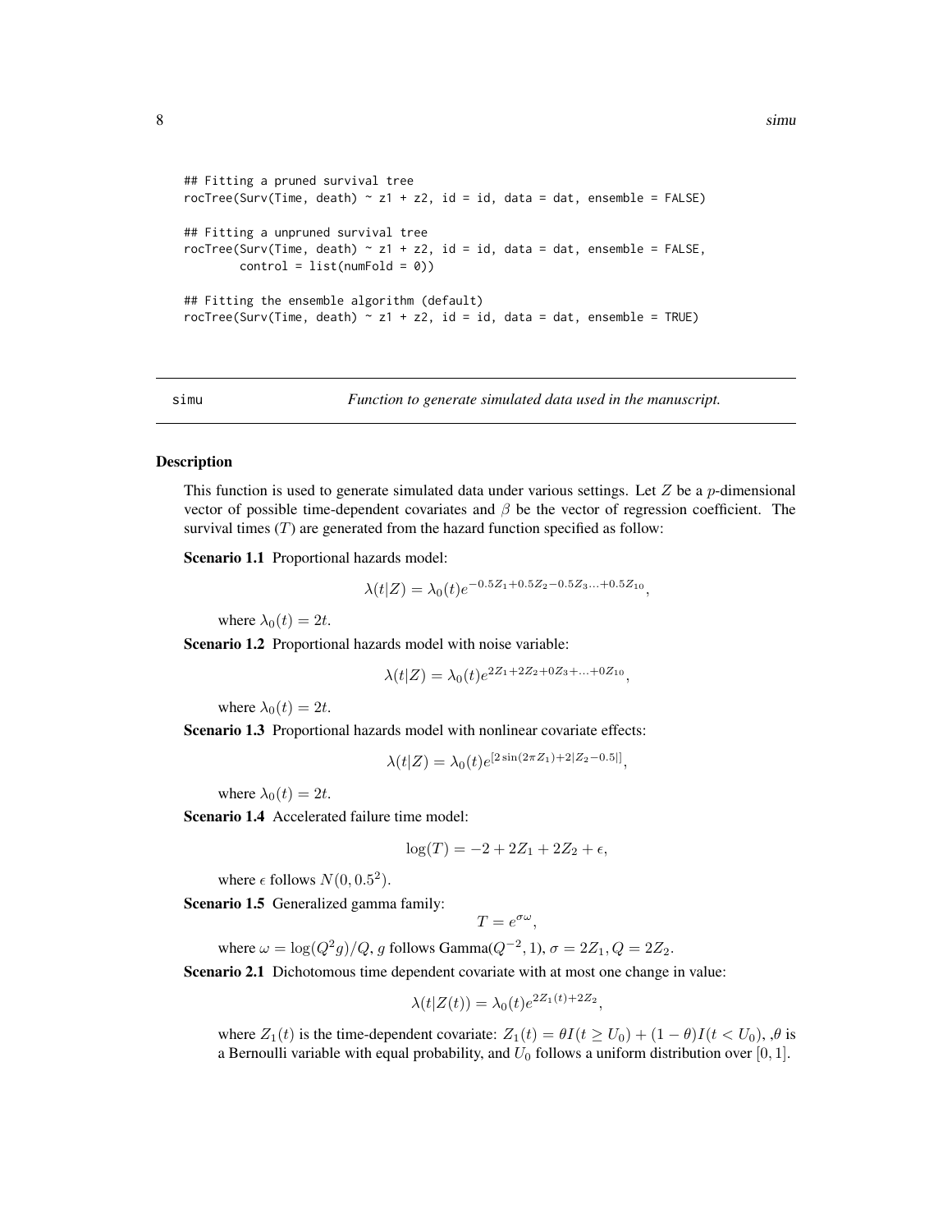```
## Fitting a pruned survival tree
rocTree(Surv(Time, death) ~ z1 + z2, id = id, data = dat, ensemble = FALSE)

## Fitting a unpruned survival tree
rocTree(Surv(Time, death) ~ z1 + z2, id = id, data = dat, ensemble = FALSE,
        control = list(numFold = 0))

## Fitting the ensemble algorithm (default)
rocTree(Surv(Time, death) ~ z1 + z2, id = id, data = dat, ensemble = TRUE)
```

## simu — *Function to generate simulated data used in the manuscript.*

### Description

This function is used to generate simulated data under various settings. Let $Z$ be a $p$-dimensional vector of possible time-dependent covariates and $\beta$ be the vector of regression coefficient. The survival times ($T$) are generated from the hazard function specified as follow:

**Scenario 1.1** Proportional hazards model:

$$\lambda(t|Z) = \lambda_0(t)e^{-0.5Z_1+0.5Z_2-0.5Z_3\ldots+0.5Z_{10}},$$

where $\lambda_0(t) = 2t$.

**Scenario 1.2** Proportional hazards model with noise variable:

$$\lambda(t|Z) = \lambda_0(t)e^{2Z_1+2Z_2+0Z_3+\ldots+0Z_{10}},$$

where $\lambda_0(t) = 2t$.

**Scenario 1.3** Proportional hazards model with nonlinear covariate effects:

$$\lambda(t|Z) = \lambda_0(t)e^{[2\sin(2\pi Z_1)+2|Z_2-0.5|]},$$

where $\lambda_0(t) = 2t$.

**Scenario 1.4** Accelerated failure time model:

$$\log(T) = -2 + 2Z_1 + 2Z_2 + \epsilon,$$

where $\epsilon$ follows $N(0, 0.5^2)$.

**Scenario 1.5** Generalized gamma family:

$$T = e^{\sigma\omega},$$

where $\omega = \log(Q^2 g)/Q$, $g$ follows Gamma$(Q^{-2}, 1)$, $\sigma = 2Z_1, Q = 2Z_2$.

**Scenario 2.1** Dichotomous time dependent covariate with at most one change in value:

$$\lambda(t|Z(t)) = \lambda_0(t)e^{2Z_1(t)+2Z_2},$$

where $Z_1(t)$ is the time-dependent covariate: $Z_1(t) = \theta I(t \geq U_0) + (1-\theta)I(t < U_0)$, ,$\theta$ is a Bernoulli variable with equal probability, and $U_0$ follows a uniform distribution over $[0, 1]$.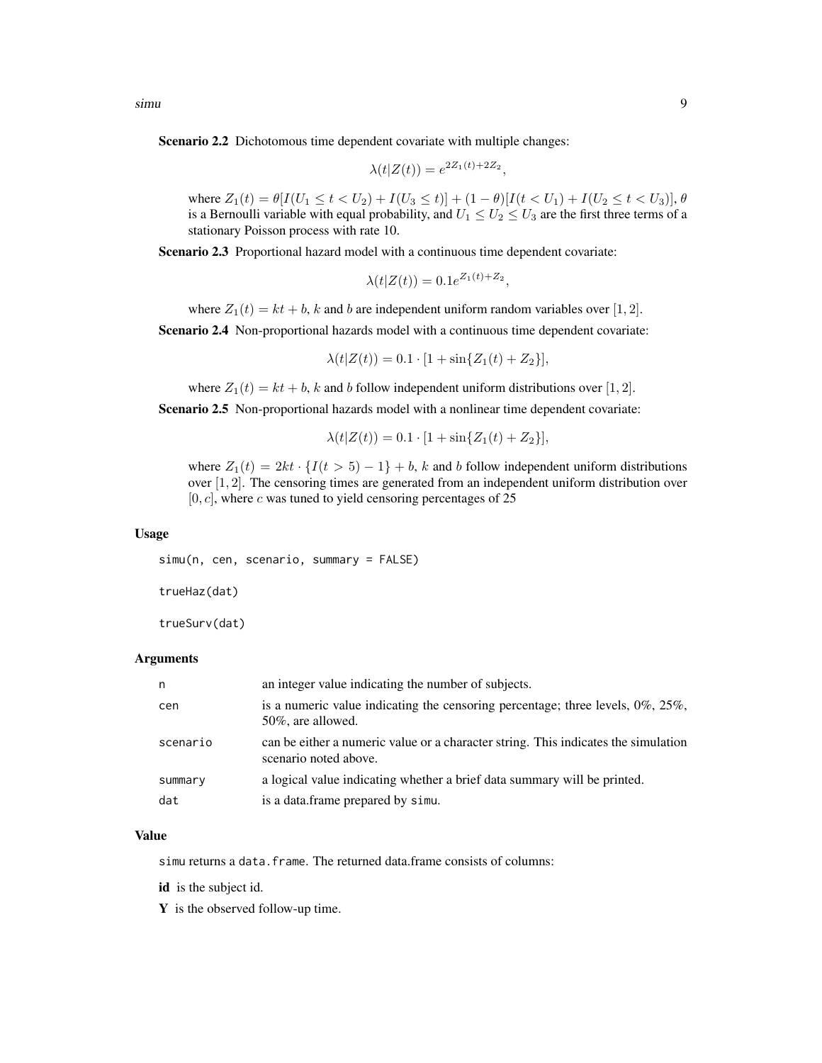**Scenario 2.2** Dichotomous time dependent covariate with multiple changes:

$$\lambda(t|Z(t)) = e^{2Z_1(t)+2Z_2},$$

where $Z_1(t) = \theta[I(U_1 \leq t < U_2) + I(U_3 \leq t)] + (1-\theta)[I(t < U_1) + I(U_2 \leq t < U_3)]$, $\theta$ is a Bernoulli variable with equal probability, and $U_1 \leq U_2 \leq U_3$ are the first three terms of a stationary Poisson process with rate 10.

**Scenario 2.3** Proportional hazard model with a continuous time dependent covariate:

$$\lambda(t|Z(t)) = 0.1e^{Z_1(t)+Z_2},$$

where $Z_1(t) = kt + b$, $k$ and $b$ are independent uniform random variables over $[1, 2]$.

**Scenario 2.4** Non-proportional hazards model with a continuous time dependent covariate:

$$\lambda(t|Z(t)) = 0.1 \cdot [1 + \sin\{Z_1(t) + Z_2\}],$$

where $Z_1(t) = kt + b$, $k$ and $b$ follow independent uniform distributions over $[1, 2]$.

**Scenario 2.5** Non-proportional hazards model with a nonlinear time dependent covariate:

$$\lambda(t|Z(t)) = 0.1 \cdot [1 + \sin\{Z_1(t) + Z_2\}],$$

where $Z_1(t) = 2kt \cdot \{I(t > 5) - 1\} + b$, $k$ and $b$ follow independent uniform distributions over $[1, 2]$. The censoring times are generated from an independent uniform distribution over $[0, c]$, where $c$ was tuned to yield censoring percentages of 25

### Usage

```
simu(n, cen, scenario, summary = FALSE)

trueHaz(dat)

trueSurv(dat)
```

### Arguments

| | |
|---|---|
| n | an integer value indicating the number of subjects. |
| cen | is a numeric value indicating the censoring percentage; three levels, 0%, 25%, 50%, are allowed. |
| scenario | can be either a numeric value or a character string. This indicates the simulation scenario noted above. |
| summary | a logical value indicating whether a brief data summary will be printed. |
| dat | is a data.frame prepared by `simu`. |

### Value

`simu` returns a `data.frame`. The returned data.frame consists of columns:

**id** is the subject id.

**Y** is the observed follow-up time.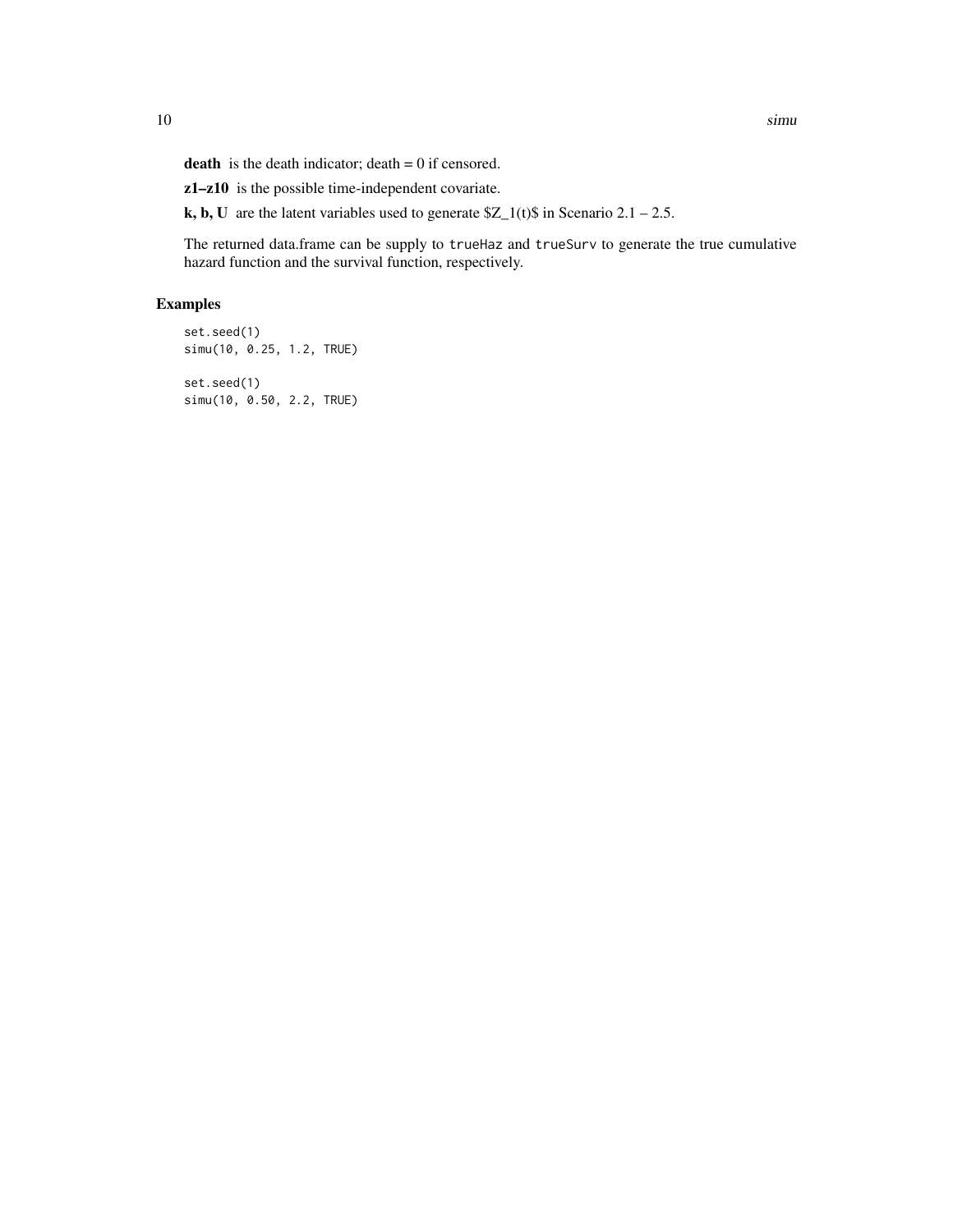**death** is the death indicator; death = 0 if censored.

**z1–z10** is the possible time-independent covariate.

**k, b, U** are the latent variables used to generate $Z_1(t)$ in Scenario 2.1 – 2.5.

The returned data.frame can be supply to `trueHaz` and `trueSurv` to generate the true cumulative hazard function and the survival function, respectively.

## Examples

```
set.seed(1)
simu(10, 0.25, 1.2, TRUE)

set.seed(1)
simu(10, 0.50, 2.2, TRUE)
```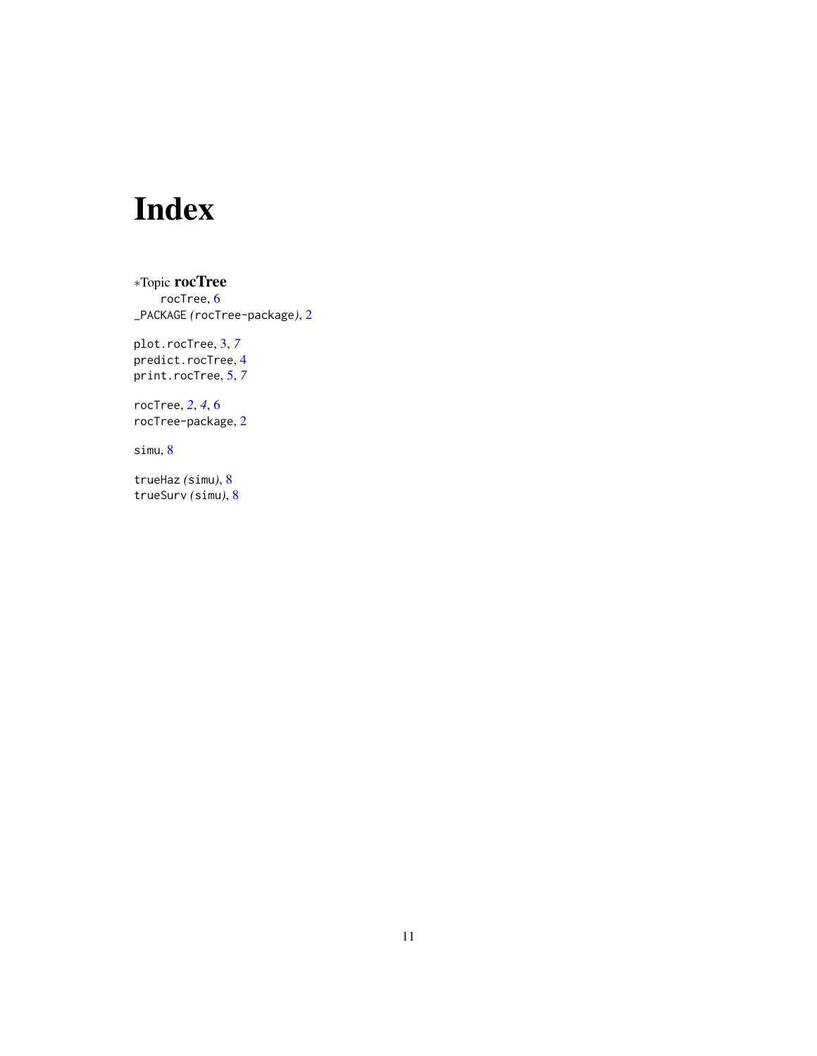# Index

∗Topic **rocTree**
  rocTree, 6
_PACKAGE *(*rocTree-package*)*, 2

plot.rocTree, 3, *7*
predict.rocTree, 4
print.rocTree, 5, *7*

rocTree, *2*, *4*, 6
rocTree-package, 2

simu, 8

trueHaz *(*simu*)*, 8
trueSurv *(*simu*)*, 8